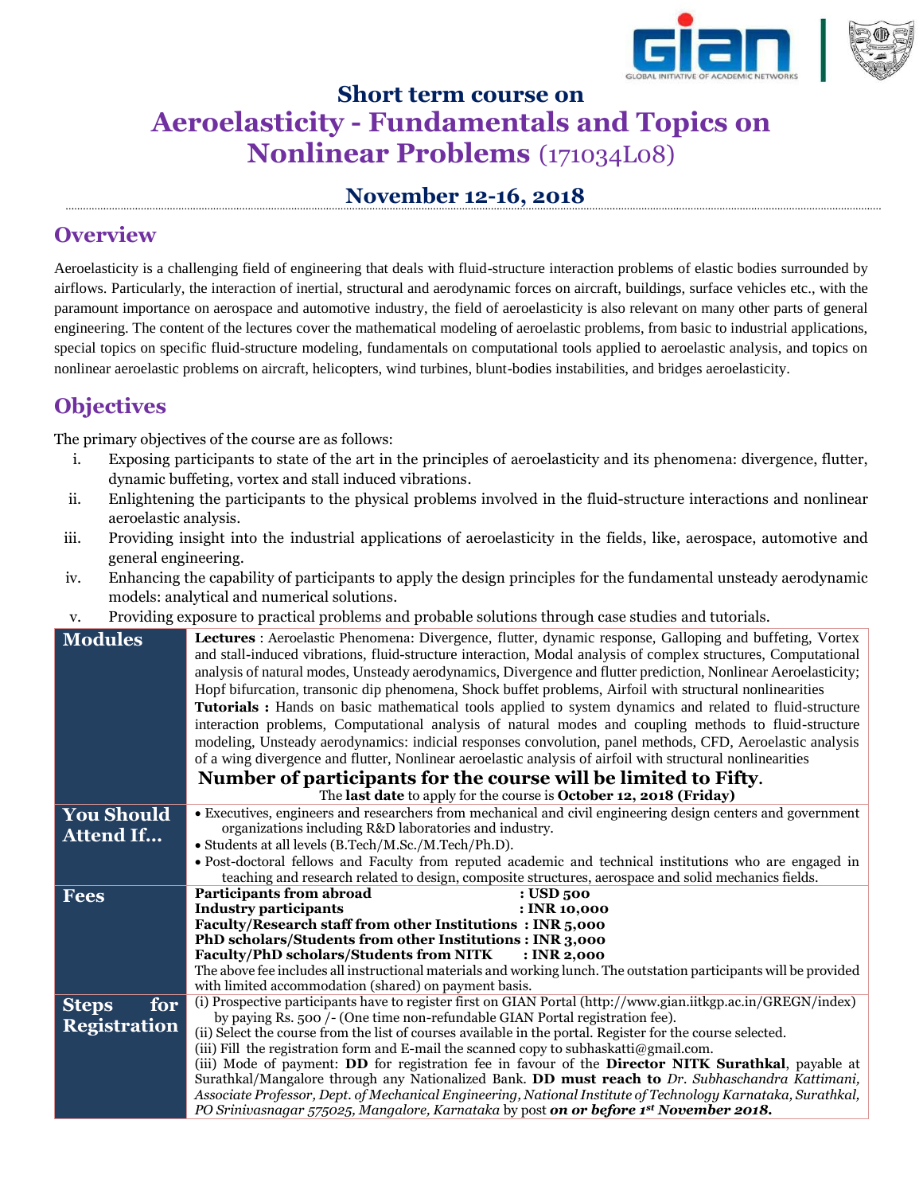## Short term course on

# Aeroelasticity - Fundamentals and Topics on Nonlinear Problems (171034L08)

## November 12-16, 2018

## Overview

Aeroelasticity is a challenging field of engineering that deals with fluid-structure interaction problems of elastic bodies surrounded by airflows. Particularly, the interaction of inertial, structural and aerodynamic forces on aircraft, buildings, surface vehicles etc., with the paramount importance on aerospace and automotive industry, the field of aeroelasticity is also relevant on many other parts of general engineering. The content of the lectures cover the mathematical modeling of aeroelastic problems, from basic to industrial applications, special topics on specific fluid-structure modeling, fundamentals on computational tools applied to aeroelastic analysis, and topics on nonlinear aeroelastic problems on aircraft, helicopters, wind turbines, blunt-bodies instabilities, and bridges aeroelasticity.

## Objectives

The primary objectives of the course are as follows:

i. Exposing participants to state of the art in the principles of aeroelasticity and its phenomena: divergence, flutter, dynamic buffeting, vortex and stall induced vibrations.

ii. Enlightening the participants to the physical problems involved in the fluid-structure interactions and nonlinear aeroelastic analysis.

iii. Providing insight into the industrial applications of aeroelasticity in the fields, like, aerospace, automotive and general engineering.

iv. Enhancing the capability of participants to apply the design principles for the fundamental unsteady aerodynamic models: analytical and numerical solutions.

v. Providing exposure to practical problems and probable solutions through case studies and tutorials.

| | |
|---|---|
| **Modules** | **Lectures** : Aeroelastic Phenomena: Divergence, flutter, dynamic response, Galloping and buffeting, Vortex and stall-induced vibrations, fluid-structure interaction, Modal analysis of complex structures, Computational analysis of natural modes, Unsteady aerodynamics, Divergence and flutter prediction, Nonlinear Aeroelasticity; Hopf bifurcation, transonic dip phenomena, Shock buffet problems, Airfoil with structural nonlinearities<br>**Tutorials :** Hands on basic mathematical tools applied to system dynamics and related to fluid-structure interaction problems, Computational analysis of natural modes and coupling methods to fluid-structure modeling, Unsteady aerodynamics: indicial responses convolution, panel methods, CFD, Aeroelastic analysis of a wing divergence and flutter, Nonlinear aeroelastic analysis of airfoil with structural nonlinearities<br>**Number of participants for the course will be limited to Fifty.**<br>The **last date** to apply for the course is **October 12, 2018 (Friday)** |
| **You Should Attend If…** | • Executives, engineers and researchers from mechanical and civil engineering design centers and government organizations including R&D laboratories and industry.<br>• Students at all levels (B.Tech/M.Sc./M.Tech/Ph.D).<br>• Post-doctoral fellows and Faculty from reputed academic and technical institutions who are engaged in teaching and research related to design, composite structures, aerospace and solid mechanics fields. |
| **Fees** | **Participants from abroad : USD 500**<br>**Industry participants : INR 10,000**<br>**Faculty/Research staff from other Institutions : INR 5,000**<br>**PhD scholars/Students from other Institutions : INR 3,000**<br>**Faculty/PhD scholars/Students from NITK : INR 2,000**<br>The above fee includes all instructional materials and working lunch. The outstation participants will be provided with limited accommodation (shared) on payment basis. |
| **Steps for Registration** | (i) Prospective participants have to register first on GIAN Portal (http://www.gian.iitkgp.ac.in/GREGN/index) by paying Rs. 500 /- (One time non-refundable GIAN Portal registration fee).<br>(ii) Select the course from the list of courses available in the portal. Register for the course selected.<br>(iii) Fill the registration form and E-mail the scanned copy to subhaskatti@gmail.com.<br>(iii) Mode of payment: **DD** for registration fee in favour of the **Director NITK Surathkal**, payable at Surathkal/Mangalore through any Nationalized Bank. **DD must reach to** *Dr. Subhaschandra Kattimani, Associate Professor, Dept. of Mechanical Engineering, National Institute of Technology Karnataka, Surathkal, PO Srinivasnagar 575025, Mangalore, Karnataka* by post ***on or before 1st November 2018.*** |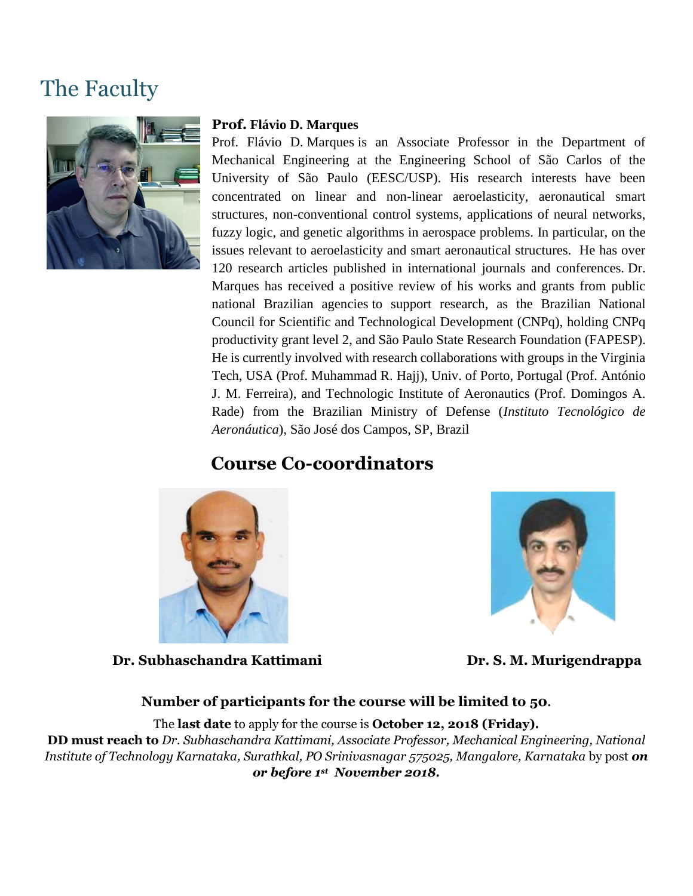# The Faculty

**Prof. Flávio D. Marques**

Prof. Flávio D. Marques is an Associate Professor in the Department of Mechanical Engineering at the Engineering School of São Carlos of the University of São Paulo (EESC/USP). His research interests have been concentrated on linear and non-linear aeroelasticity, aeronautical smart structures, non-conventional control systems, applications of neural networks, fuzzy logic, and genetic algorithms in aerospace problems. In particular, on the issues relevant to aeroelasticity and smart aeronautical structures. He has over 120 research articles published in international journals and conferences. Dr. Marques has received a positive review of his works and grants from public national Brazilian agencies to support research, as the Brazilian National Council for Scientific and Technological Development (CNPq), holding CNPq productivity grant level 2, and São Paulo State Research Foundation (FAPESP). He is currently involved with research collaborations with groups in the Virginia Tech, USA (Prof. Muhammad R. Hajj), Univ. of Porto, Portugal (Prof. António J. M. Ferreira), and Technologic Institute of Aeronautics (Prof. Domingos A. Rade) from the Brazilian Ministry of Defense (*Instituto Tecnológico de Aeronáutica*), São José dos Campos, SP, Brazil

## Course Co-coordinators

**Dr. Subhaschandra Kattimani**

**Dr. S. M. Murigendrappa**

**Number of participants for the course will be limited to 50.**

The **last date** to apply for the course is **October 12, 2018 (Friday).**

**DD must reach to** *Dr. Subhaschandra Kattimani, Associate Professor, Mechanical Engineering, National Institute of Technology Karnataka, Surathkal, PO Srinivasnagar 575025, Mangalore, Karnataka* by post ***on or before 1st November 2018.***